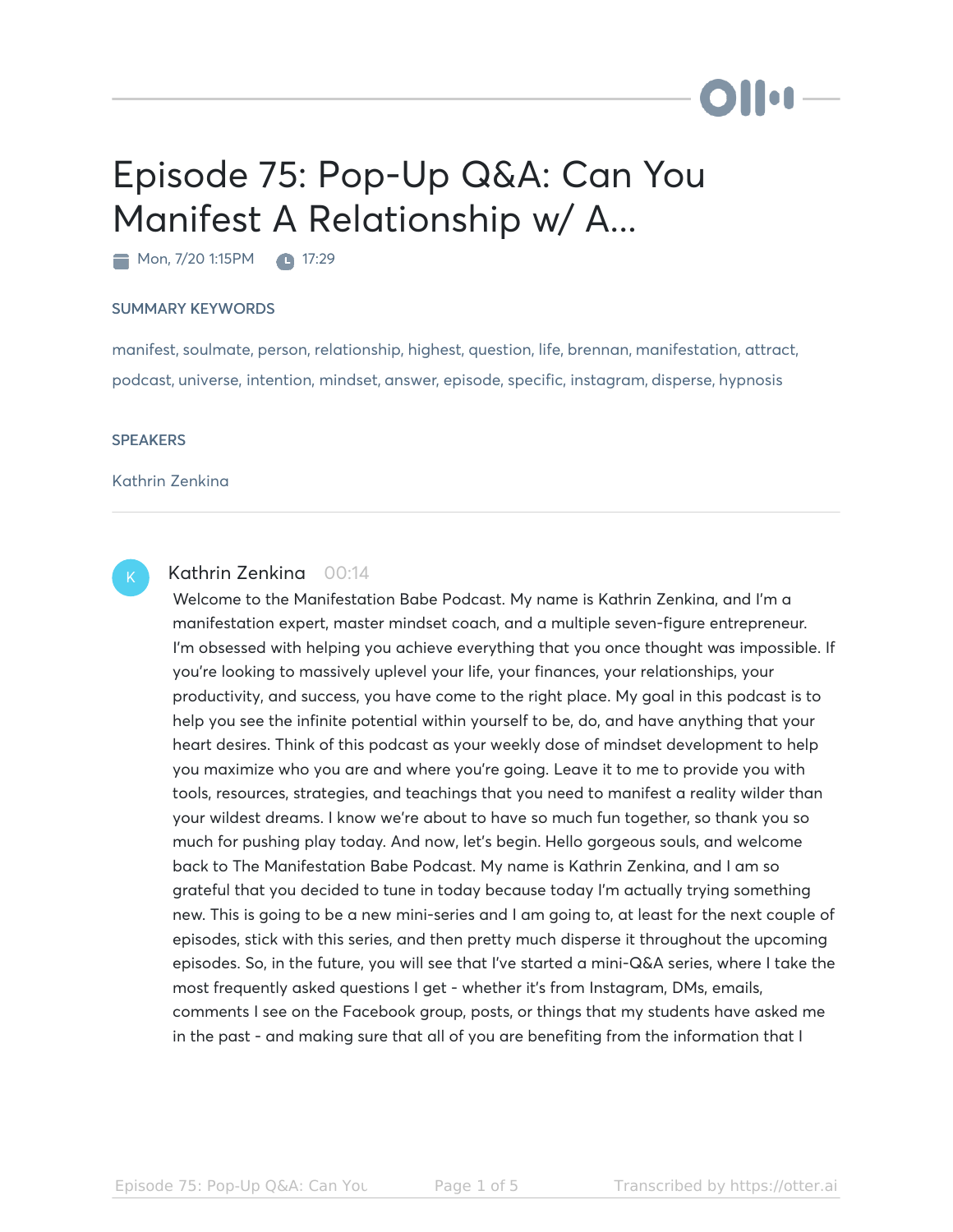# Episode 75: Pop-Up Q&A: Can You Manifest A Relationship w/ A...

Mon, 7/20 1:15PM · 17:29

### SUMMARY KEYWORDS

manifest, soulmate, person, relationship, highest, question, life, brennan, manifestation, attract, podcast, universe, intention, mindset, answer, episode, specific, instagram, disperse, hypnosis

### SPEAKERS

Kathrin Zenkina

---

**Kathrin Zenkina** 00:14

Welcome to the Manifestation Babe Podcast. My name is Kathrin Zenkina, and I'm a manifestation expert, master mindset coach, and a multiple seven-figure entrepreneur. I'm obsessed with helping you achieve everything that you once thought was impossible. If you're looking to massively uplevel your life, your finances, your relationships, your productivity, and success, you have come to the right place. My goal in this podcast is to help you see the infinite potential within yourself to be, do, and have anything that your heart desires. Think of this podcast as your weekly dose of mindset development to help you maximize who you are and where you're going. Leave it to me to provide you with tools, resources, strategies, and teachings that you need to manifest a reality wilder than your wildest dreams. I know we're about to have so much fun together, so thank you so much for pushing play today. And now, let's begin. Hello gorgeous souls, and welcome back to The Manifestation Babe Podcast. My name is Kathrin Zenkina, and I am so grateful that you decided to tune in today because today I'm actually trying something new. This is going to be a new mini-series and I am going to, at least for the next couple of episodes, stick with this series, and then pretty much disperse it throughout the upcoming episodes. So, in the future, you will see that I've started a mini-Q&A series, where I take the most frequently asked questions I get - whether it's from Instagram, DMs, emails, comments I see on the Facebook group, posts, or things that my students have asked me in the past - and making sure that all of you are benefiting from the information that I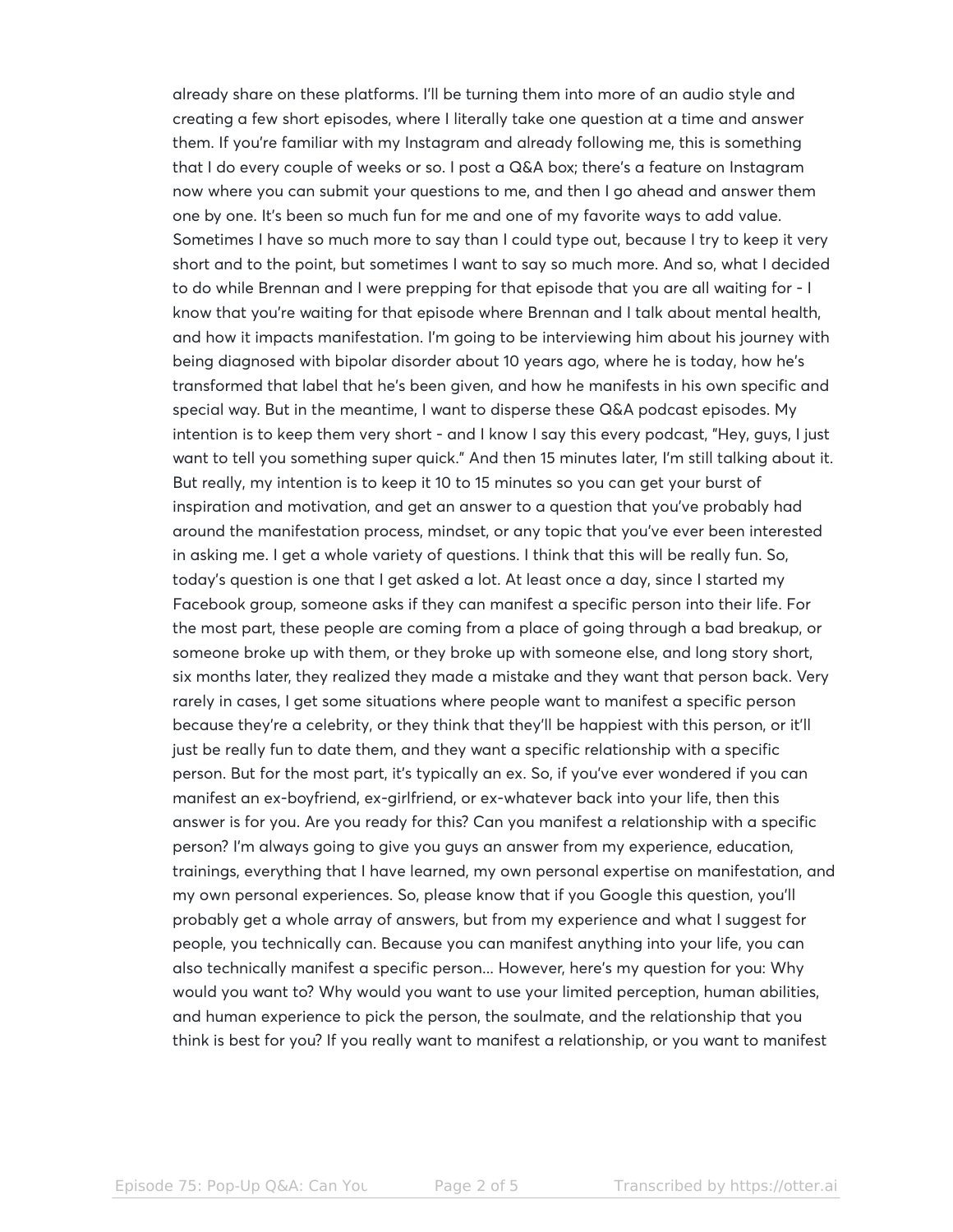already share on these platforms. I'll be turning them into more of an audio style and creating a few short episodes, where I literally take one question at a time and answer them. If you're familiar with my Instagram and already following me, this is something that I do every couple of weeks or so. I post a Q&A box; there's a feature on Instagram now where you can submit your questions to me, and then I go ahead and answer them one by one. It's been so much fun for me and one of my favorite ways to add value. Sometimes I have so much more to say than I could type out, because I try to keep it very short and to the point, but sometimes I want to say so much more. And so, what I decided to do while Brennan and I were prepping for that episode that you are all waiting for - I know that you're waiting for that episode where Brennan and I talk about mental health, and how it impacts manifestation. I'm going to be interviewing him about his journey with being diagnosed with bipolar disorder about 10 years ago, where he is today, how he's transformed that label that he's been given, and how he manifests in his own specific and special way. But in the meantime, I want to disperse these Q&A podcast episodes. My intention is to keep them very short - and I know I say this every podcast, "Hey, guys, I just want to tell you something super quick." And then 15 minutes later, I'm still talking about it. But really, my intention is to keep it 10 to 15 minutes so you can get your burst of inspiration and motivation, and get an answer to a question that you've probably had around the manifestation process, mindset, or any topic that you've ever been interested in asking me. I get a whole variety of questions. I think that this will be really fun. So, today's question is one that I get asked a lot. At least once a day, since I started my Facebook group, someone asks if they can manifest a specific person into their life. For the most part, these people are coming from a place of going through a bad breakup, or someone broke up with them, or they broke up with someone else, and long story short, six months later, they realized they made a mistake and they want that person back. Very rarely in cases, I get some situations where people want to manifest a specific person because they're a celebrity, or they think that they'll be happiest with this person, or it'll just be really fun to date them, and they want a specific relationship with a specific person. But for the most part, it's typically an ex. So, if you've ever wondered if you can manifest an ex-boyfriend, ex-girlfriend, or ex-whatever back into your life, then this answer is for you. Are you ready for this? Can you manifest a relationship with a specific person? I'm always going to give you guys an answer from my experience, education, trainings, everything that I have learned, my own personal expertise on manifestation, and my own personal experiences. So, please know that if you Google this question, you'll probably get a whole array of answers, but from my experience and what I suggest for people, you technically can. Because you can manifest anything into your life, you can also technically manifest a specific person... However, here's my question for you: Why would you want to? Why would you want to use your limited perception, human abilities, and human experience to pick the person, the soulmate, and the relationship that you think is best for you? If you really want to manifest a relationship, or you want to manifest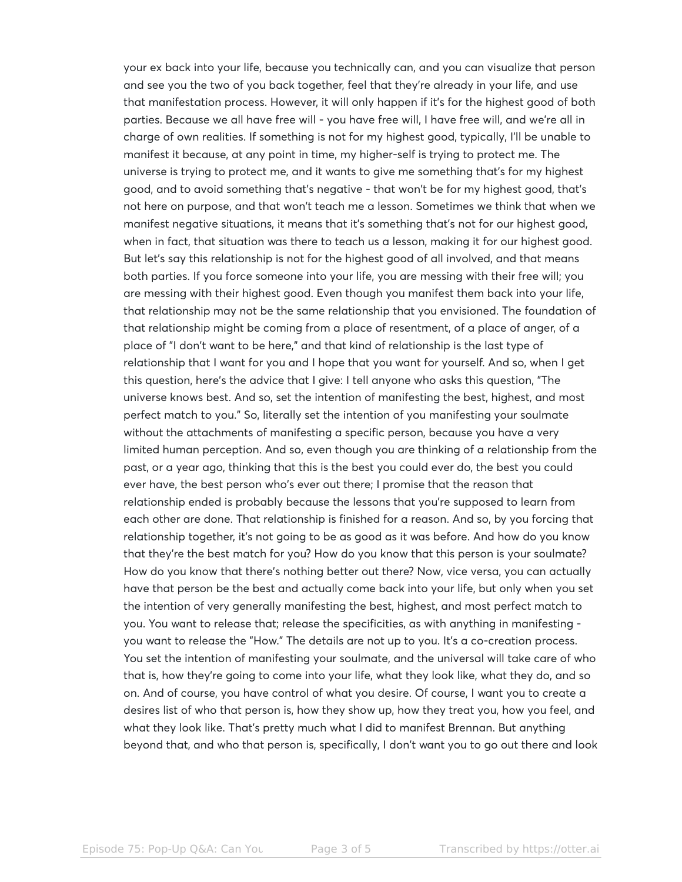your ex back into your life, because you technically can, and you can visualize that person and see you the two of you back together, feel that they're already in your life, and use that manifestation process. However, it will only happen if it's for the highest good of both parties. Because we all have free will - you have free will, I have free will, and we're all in charge of own realities. If something is not for my highest good, typically, I'll be unable to manifest it because, at any point in time, my higher-self is trying to protect me. The universe is trying to protect me, and it wants to give me something that's for my highest good, and to avoid something that's negative - that won't be for my highest good, that's not here on purpose, and that won't teach me a lesson. Sometimes we think that when we manifest negative situations, it means that it's something that's not for our highest good, when in fact, that situation was there to teach us a lesson, making it for our highest good. But let's say this relationship is not for the highest good of all involved, and that means both parties. If you force someone into your life, you are messing with their free will; you are messing with their highest good. Even though you manifest them back into your life, that relationship may not be the same relationship that you envisioned. The foundation of that relationship might be coming from a place of resentment, of a place of anger, of a place of "I don't want to be here," and that kind of relationship is the last type of relationship that I want for you and I hope that you want for yourself. And so, when I get this question, here's the advice that I give: I tell anyone who asks this question, "The universe knows best. And so, set the intention of manifesting the best, highest, and most perfect match to you." So, literally set the intention of you manifesting your soulmate without the attachments of manifesting a specific person, because you have a very limited human perception. And so, even though you are thinking of a relationship from the past, or a year ago, thinking that this is the best you could ever do, the best you could ever have, the best person who's ever out there; I promise that the reason that relationship ended is probably because the lessons that you're supposed to learn from each other are done. That relationship is finished for a reason. And so, by you forcing that relationship together, it's not going to be as good as it was before. And how do you know that they're the best match for you? How do you know that this person is your soulmate? How do you know that there's nothing better out there? Now, vice versa, you can actually have that person be the best and actually come back into your life, but only when you set the intention of very generally manifesting the best, highest, and most perfect match to you. You want to release that; release the specificities, as with anything in manifesting - you want to release the "How." The details are not up to you. It's a co-creation process. You set the intention of manifesting your soulmate, and the universal will take care of who that is, how they're going to come into your life, what they look like, what they do, and so on. And of course, you have control of what you desire. Of course, I want you to create a desires list of who that person is, how they show up, how they treat you, how you feel, and what they look like. That's pretty much what I did to manifest Brennan. But anything beyond that, and who that person is, specifically, I don't want you to go out there and look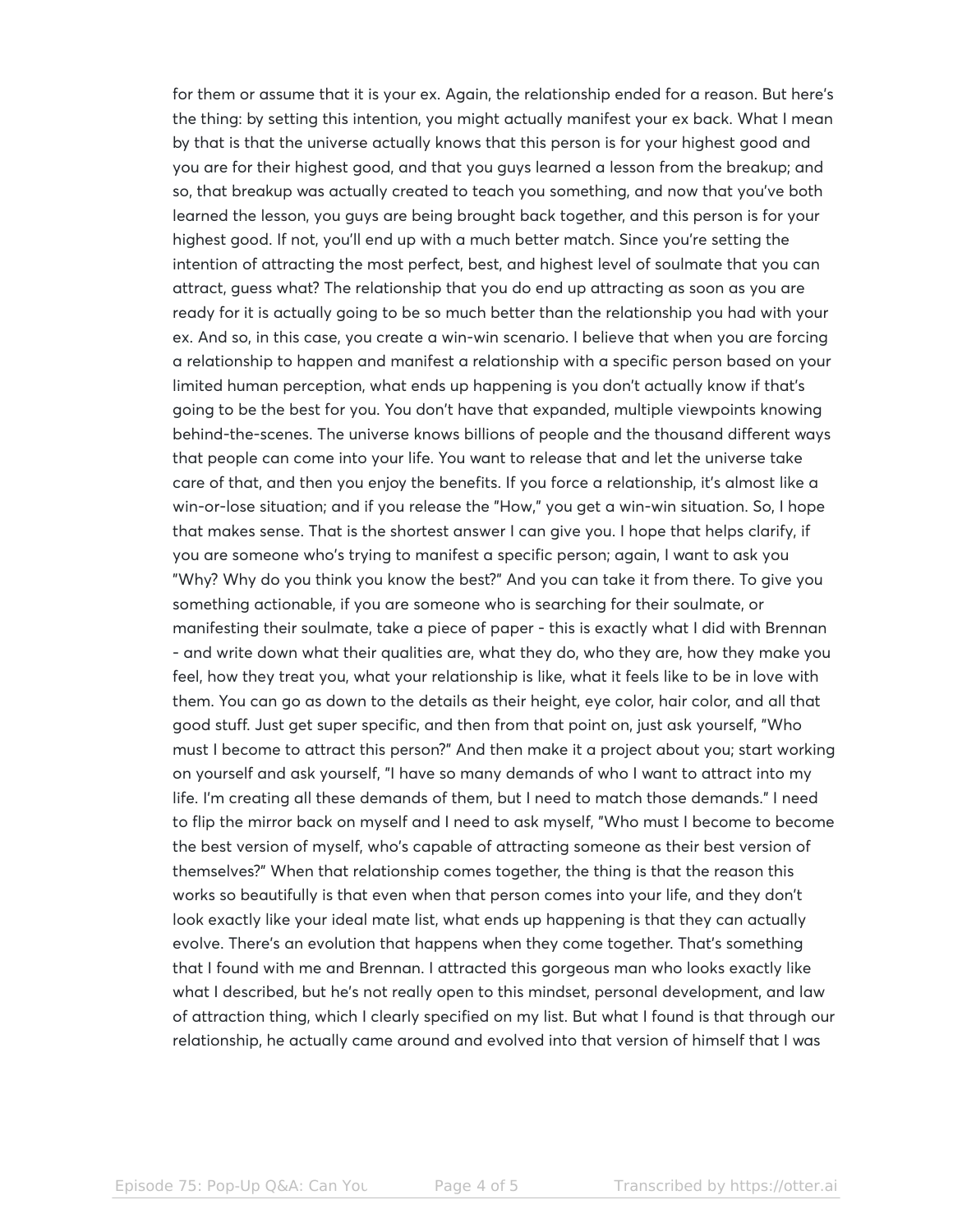for them or assume that it is your ex. Again, the relationship ended for a reason. But here's the thing: by setting this intention, you might actually manifest your ex back. What I mean by that is that the universe actually knows that this person is for your highest good and you are for their highest good, and that you guys learned a lesson from the breakup; and so, that breakup was actually created to teach you something, and now that you've both learned the lesson, you guys are being brought back together, and this person is for your highest good. If not, you'll end up with a much better match. Since you're setting the intention of attracting the most perfect, best, and highest level of soulmate that you can attract, guess what? The relationship that you do end up attracting as soon as you are ready for it is actually going to be so much better than the relationship you had with your ex. And so, in this case, you create a win-win scenario. I believe that when you are forcing a relationship to happen and manifest a relationship with a specific person based on your limited human perception, what ends up happening is you don't actually know if that's going to be the best for you. You don't have that expanded, multiple viewpoints knowing behind-the-scenes. The universe knows billions of people and the thousand different ways that people can come into your life. You want to release that and let the universe take care of that, and then you enjoy the benefits. If you force a relationship, it's almost like a win-or-lose situation; and if you release the "How," you get a win-win situation. So, I hope that makes sense. That is the shortest answer I can give you. I hope that helps clarify, if you are someone who's trying to manifest a specific person; again, I want to ask you "Why? Why do you think you know the best?" And you can take it from there. To give you something actionable, if you are someone who is searching for their soulmate, or manifesting their soulmate, take a piece of paper - this is exactly what I did with Brennan - and write down what their qualities are, what they do, who they are, how they make you feel, how they treat you, what your relationship is like, what it feels like to be in love with them. You can go as down to the details as their height, eye color, hair color, and all that good stuff. Just get super specific, and then from that point on, just ask yourself, "Who must I become to attract this person?" And then make it a project about you; start working on yourself and ask yourself, "I have so many demands of who I want to attract into my life. I'm creating all these demands of them, but I need to match those demands." I need to flip the mirror back on myself and I need to ask myself, "Who must I become to become the best version of myself, who's capable of attracting someone as their best version of themselves?" When that relationship comes together, the thing is that the reason this works so beautifully is that even when that person comes into your life, and they don't look exactly like your ideal mate list, what ends up happening is that they can actually evolve. There's an evolution that happens when they come together. That's something that I found with me and Brennan. I attracted this gorgeous man who looks exactly like what I described, but he's not really open to this mindset, personal development, and law of attraction thing, which I clearly specified on my list. But what I found is that through our relationship, he actually came around and evolved into that version of himself that I was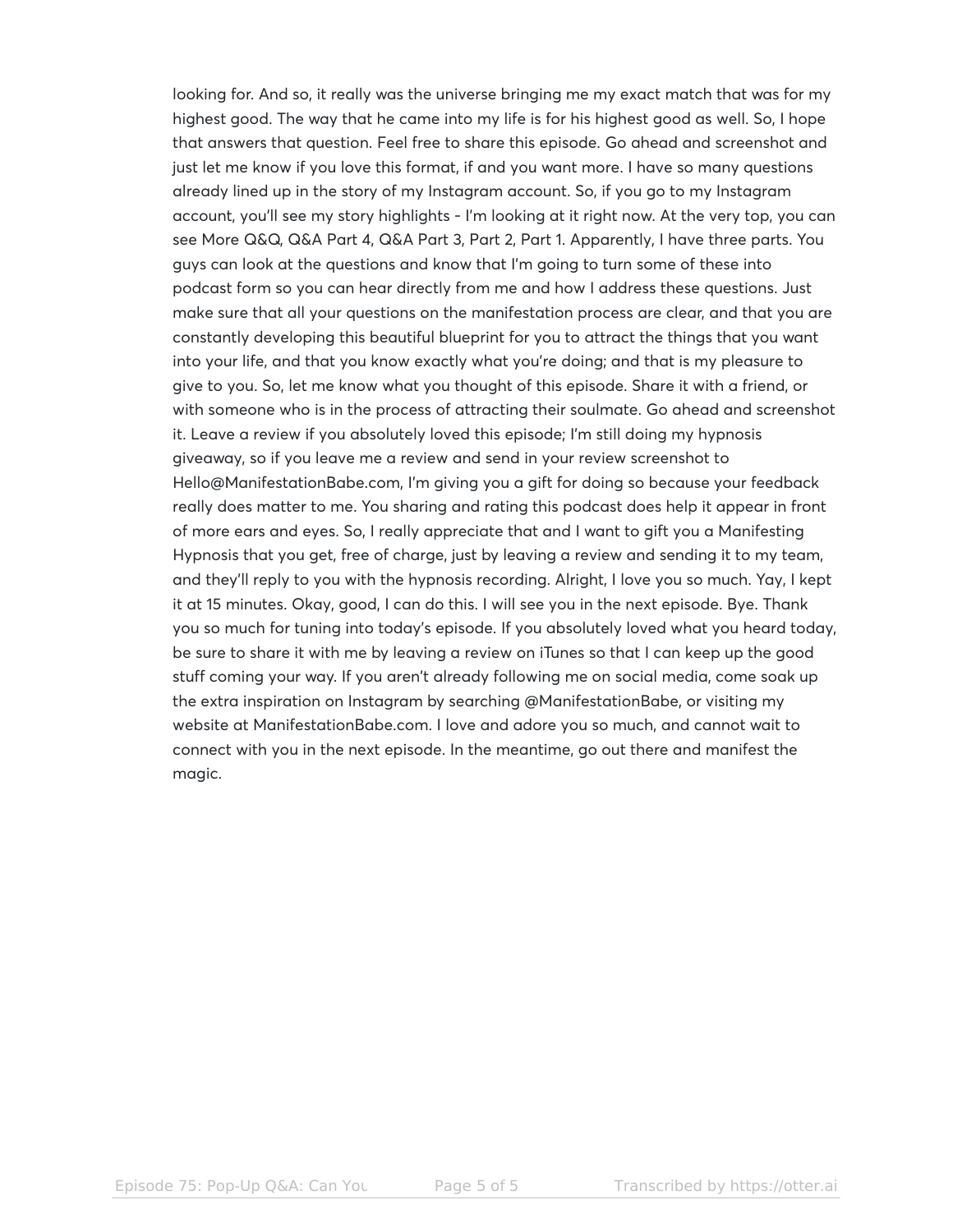looking for. And so, it really was the universe bringing me my exact match that was for my highest good. The way that he came into my life is for his highest good as well. So, I hope that answers that question. Feel free to share this episode. Go ahead and screenshot and just let me know if you love this format, if and you want more. I have so many questions already lined up in the story of my Instagram account. So, if you go to my Instagram account, you'll see my story highlights - I'm looking at it right now. At the very top, you can see More Q&Q, Q&A Part 4, Q&A Part 3, Part 2, Part 1. Apparently, I have three parts. You guys can look at the questions and know that I'm going to turn some of these into podcast form so you can hear directly from me and how I address these questions. Just make sure that all your questions on the manifestation process are clear, and that you are constantly developing this beautiful blueprint for you to attract the things that you want into your life, and that you know exactly what you're doing; and that is my pleasure to give to you. So, let me know what you thought of this episode. Share it with a friend, or with someone who is in the process of attracting their soulmate. Go ahead and screenshot it. Leave a review if you absolutely loved this episode; I'm still doing my hypnosis giveaway, so if you leave me a review and send in your review screenshot to Hello@ManifestationBabe.com, I'm giving you a gift for doing so because your feedback really does matter to me. You sharing and rating this podcast does help it appear in front of more ears and eyes. So, I really appreciate that and I want to gift you a Manifesting Hypnosis that you get, free of charge, just by leaving a review and sending it to my team, and they'll reply to you with the hypnosis recording. Alright, I love you so much. Yay, I kept it at 15 minutes. Okay, good, I can do this. I will see you in the next episode. Bye. Thank you so much for tuning into today's episode. If you absolutely loved what you heard today, be sure to share it with me by leaving a review on iTunes so that I can keep up the good stuff coming your way. If you aren't already following me on social media, come soak up the extra inspiration on Instagram by searching @ManifestationBabe, or visiting my website at ManifestationBabe.com. I love and adore you so much, and cannot wait to connect with you in the next episode. In the meantime, go out there and manifest the magic.